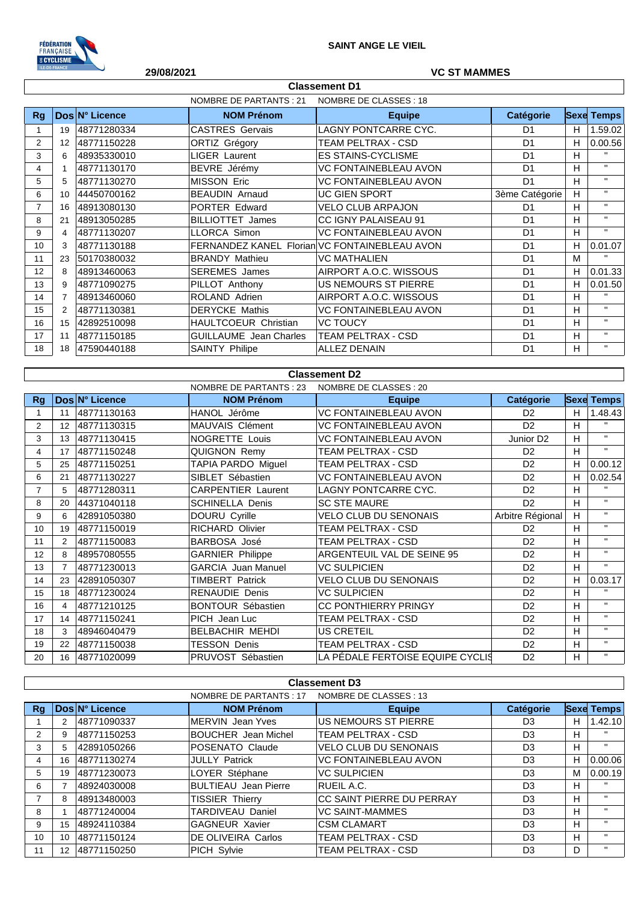SAINT ANGE LE VIEIL

29/08/2021

VC ST MAMMES

## Classement D1

NOMBRE DE PARTANTS : 21 NOMBRE DE CLASSES : 18

| Rg | Dos | N° Licence | NOM Prénom | Equipe | Catégorie | Sexe | Temps |
|---|---|---|---|---|---|---|---|
| 1 | 19 | 48771280334 | CASTRES Gervais | LAGNY PONTCARRE CYC. | D1 | H | 1.59.02 |
| 2 | 12 | 48771150228 | ORTIZ Grégory | TEAM PELTRAX - CSD | D1 | H | 0.00.56 |
| 3 | 6 | 48935330010 | LIGER Laurent | ES STAINS-CYCLISME | D1 | H | " |
| 4 | 1 | 48771130170 | BEVRE Jérémy | VC FONTAINEBLEAU AVON | D1 | H | " |
| 5 | 5 | 48771130270 | MISSON Eric | VC FONTAINEBLEAU AVON | D1 | H | " |
| 6 | 10 | 44450700162 | BEAUDIN Arnaud | UC GIEN SPORT | 3ème Catégorie | H | " |
| 7 | 16 | 48913080130 | PORTER Edward | VELO CLUB ARPAJON | D1 | H | " |
| 8 | 21 | 48913050285 | BILLIOTTET James | CC IGNY PALAISEAU 91 | D1 | H | " |
| 9 | 4 | 48771130207 | LLORCA Simon | VC FONTAINEBLEAU AVON | D1 | H | " |
| 10 | 3 | 48771130188 | FERNANDEZ KANEL Florian | VC FONTAINEBLEAU AVON | D1 | H | 0.01.07 |
| 11 | 23 | 50170380032 | BRANDY Mathieu | VC MATHALIEN | D1 | M | " |
| 12 | 8 | 48913460063 | SEREMES James | AIRPORT A.O.C. WISSOUS | D1 | H | 0.01.33 |
| 13 | 9 | 48771090275 | PILLOT Anthony | US NEMOURS ST PIERRE | D1 | H | 0.01.50 |
| 14 | 7 | 48913460060 | ROLAND Adrien | AIRPORT A.O.C. WISSOUS | D1 | H | " |
| 15 | 2 | 48771130381 | DERYCKE Mathis | VC FONTAINEBLEAU AVON | D1 | H | " |
| 16 | 15 | 42892510098 | HAULTCOEUR Christian | VC TOUCY | D1 | H | " |
| 17 | 11 | 48771150185 | GUILLAUME Jean Charles | TEAM PELTRAX - CSD | D1 | H | " |
| 18 | 18 | 47590440188 | SAINTY Philipe | ALLEZ DENAIN | D1 | H | " |

## Classement D2

NOMBRE DE PARTANTS : 23 NOMBRE DE CLASSES : 20

| Rg | Dos | N° Licence | NOM Prénom | Equipe | Catégorie | Sexe | Temps |
|---|---|---|---|---|---|---|---|
| 1 | 11 | 48771130163 | HANOL Jérôme | VC FONTAINEBLEAU AVON | D2 | H | 1.48.43 |
| 2 | 12 | 48771130315 | MAUVAIS Clément | VC FONTAINEBLEAU AVON | D2 | H | " |
| 3 | 13 | 48771130415 | NOGRETTE Louis | VC FONTAINEBLEAU AVON | Junior D2 | H | " |
| 4 | 17 | 48771150248 | QUIGNON Remy | TEAM PELTRAX - CSD | D2 | H | " |
| 5 | 25 | 48771150251 | TAPIA PARDO Miguel | TEAM PELTRAX - CSD | D2 | H | 0.00.12 |
| 6 | 21 | 48771130227 | SIBLET Sébastien | VC FONTAINEBLEAU AVON | D2 | H | 0.02.54 |
| 7 | 5 | 48771280311 | CARPENTIER Laurent | LAGNY PONTCARRE CYC. | D2 | H | " |
| 8 | 20 | 44371040118 | SCHINELLA Denis | SC STE MAURE | D2 | H | " |
| 9 | 6 | 42891050380 | DOURU Cyrille | VELO CLUB DU SENONAIS | Arbitre Régional | H | " |
| 10 | 19 | 48771150019 | RICHARD Olivier | TEAM PELTRAX - CSD | D2 | H | " |
| 11 | 2 | 48771150083 | BARBOSA José | TEAM PELTRAX - CSD | D2 | H | " |
| 12 | 8 | 48957080555 | GARNIER Philippe | ARGENTEUIL VAL DE SEINE 95 | D2 | H | " |
| 13 | 7 | 48771230013 | GARCIA Juan Manuel | VC SULPICIEN | D2 | H | " |
| 14 | 23 | 42891050307 | TIMBERT Patrick | VELO CLUB DU SENONAIS | D2 | H | 0.03.17 |
| 15 | 18 | 48771230024 | RENAUDIE Denis | VC SULPICIEN | D2 | H | " |
| 16 | 4 | 48771210125 | BONTOUR Sébastien | CC PONTHIERRY PRINGY | D2 | H | " |
| 17 | 14 | 48771150241 | PICH Jean Luc | TEAM PELTRAX - CSD | D2 | H | " |
| 18 | 3 | 48946040479 | BELBACHIR MEHDI | US CRETEIL | D2 | H | " |
| 19 | 22 | 48771150038 | TESSON Denis | TEAM PELTRAX - CSD | D2 | H | " |
| 20 | 16 | 48771020099 | PRUVOST Sébastien | LA PÉDALE FERTOISE EQUIPE CYCLIS | D2 | H | " |

## Classement D3

NOMBRE DE PARTANTS : 17 NOMBRE DE CLASSES : 13

| Rg | Dos | N° Licence | NOM Prénom | Equipe | Catégorie | Sexe | Temps |
|---|---|---|---|---|---|---|---|
| 1 | 2 | 48771090337 | MERVIN Jean Yves | US NEMOURS ST PIERRE | D3 | H | 1.42.10 |
| 2 | 9 | 48771150253 | BOUCHER Jean Michel | TEAM PELTRAX - CSD | D3 | H | " |
| 3 | 5 | 42891050266 | POSENATO Claude | VELO CLUB DU SENONAIS | D3 | H | " |
| 4 | 16 | 48771130274 | JULLY Patrick | VC FONTAINEBLEAU AVON | D3 | H | 0.00.06 |
| 5 | 19 | 48771230073 | LOYER Stéphane | VC SULPICIEN | D3 | M | 0.00.19 |
| 6 | 7 | 48924030008 | BULTIEAU Jean Pierre | RUEIL A.C. | D3 | H | " |
| 7 | 8 | 48913480003 | TISSIER Thierry | CC SAINT PIERRE DU PERRAY | D3 | H | " |
| 8 | 1 | 48771240004 | TARDIVEAU Daniel | VC SAINT-MAMMES | D3 | H | " |
| 9 | 15 | 48924110384 | GAGNEUR Xavier | CSM CLAMART | D3 | H | " |
| 10 | 10 | 48771150124 | DE OLIVEIRA Carlos | TEAM PELTRAX - CSD | D3 | H | " |
| 11 | 12 | 48771150250 | PICH Sylvie | TEAM PELTRAX - CSD | D3 | D | " |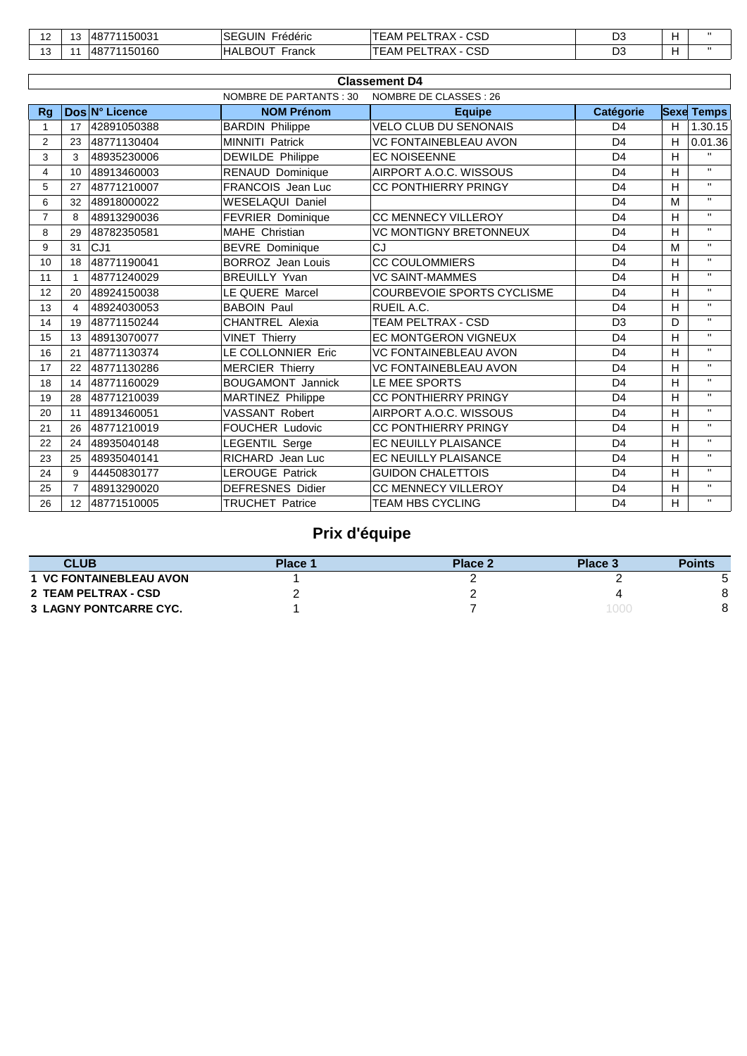| | | | | | | | |
|---|---|---|---|---|---|---|---|
| 12 | 13 | 48771150031 | SEGUIN Frédéric | TEAM PELTRAX - CSD | D3 | H | " |
| 13 | 11 | 48771150160 | HALBOUT Franck | TEAM PELTRAX - CSD | D3 | H | " |

## Classement D4

NOMBRE DE PARTANTS : 30 NOMBRE DE CLASSES : 26

| Rg | Dos | N° Licence | NOM Prénom | Equipe | Catégorie | Sexe | Temps |
|---|---|---|---|---|---|---|---|
| 1 | 17 | 42891050388 | BARDIN Philippe | VELO CLUB DU SENONAIS | D4 | H | 1.30.15 |
| 2 | 23 | 48771130404 | MINNITI Patrick | VC FONTAINEBLEAU AVON | D4 | H | 0.01.36 |
| 3 | 3 | 48935230006 | DEWILDE Philippe | EC NOISEENNE | D4 | H | " |
| 4 | 10 | 48913460003 | RENAUD Dominique | AIRPORT A.O.C. WISSOUS | D4 | H | " |
| 5 | 27 | 48771210007 | FRANCOIS Jean Luc | CC PONTHIERRY PRINGY | D4 | H | " |
| 6 | 32 | 48918000022 | WESELAQUI Daniel | | D4 | M | " |
| 7 | 8 | 48913290036 | FEVRIER Dominique | CC MENNECY VILLEROY | D4 | H | " |
| 8 | 29 | 48782350581 | MAHE Christian | VC MONTIGNY BRETONNEUX | D4 | H | " |
| 9 | 31 | CJ1 | BEVRE Dominique | CJ | D4 | M | " |
| 10 | 18 | 48771190041 | BORROZ Jean Louis | CC COULOMMIERS | D4 | H | " |
| 11 | 1 | 48771240029 | BREUILLY Yvan | VC SAINT-MAMMES | D4 | H | " |
| 12 | 20 | 48924150038 | LE QUERE Marcel | COURBEVOIE SPORTS CYCLISME | D4 | H | " |
| 13 | 4 | 48924030053 | BABOIN Paul | RUEIL A.C. | D4 | H | " |
| 14 | 19 | 48771150244 | CHANTREL Alexia | TEAM PELTRAX - CSD | D3 | D | " |
| 15 | 13 | 48913070077 | VINET Thierry | EC MONTGERON VIGNEUX | D4 | H | " |
| 16 | 21 | 48771130374 | LE COLLONNIER Eric | VC FONTAINEBLEAU AVON | D4 | H | " |
| 17 | 22 | 48771130286 | MERCIER Thierry | VC FONTAINEBLEAU AVON | D4 | H | " |
| 18 | 14 | 48771160029 | BOUGAMONT Jannick | LE MEE SPORTS | D4 | H | " |
| 19 | 28 | 48771210039 | MARTINEZ Philippe | CC PONTHIERRY PRINGY | D4 | H | " |
| 20 | 11 | 48913460051 | VASSANT Robert | AIRPORT A.O.C. WISSOUS | D4 | H | " |
| 21 | 26 | 48771210019 | FOUCHER Ludovic | CC PONTHIERRY PRINGY | D4 | H | " |
| 22 | 24 | 48935040148 | LEGENTIL Serge | EC NEUILLY PLAISANCE | D4 | H | " |
| 23 | 25 | 48935040141 | RICHARD Jean Luc | EC NEUILLY PLAISANCE | D4 | H | " |
| 24 | 9 | 44450830177 | LEROUGE Patrick | GUIDON CHALETTOIS | D4 | H | " |
| 25 | 7 | 48913290020 | DEFRESNES Didier | CC MENNECY VILLEROY | D4 | H | " |
| 26 | 12 | 48771510005 | TRUCHET Patrice | TEAM HBS CYCLING | D4 | H | " |

## Prix d'équipe

| CLUB | Place 1 | Place 2 | Place 3 | Points |
|---|---|---|---|---|
| **1 VC FONTAINEBLEAU AVON** | 1 | 2 | 2 | 5 |
| **2 TEAM PELTRAX - CSD** | 2 | 2 | 4 | 8 |
| **3 LAGNY PONTCARRE CYC.** | 1 | 7 | 1000 | 8 |